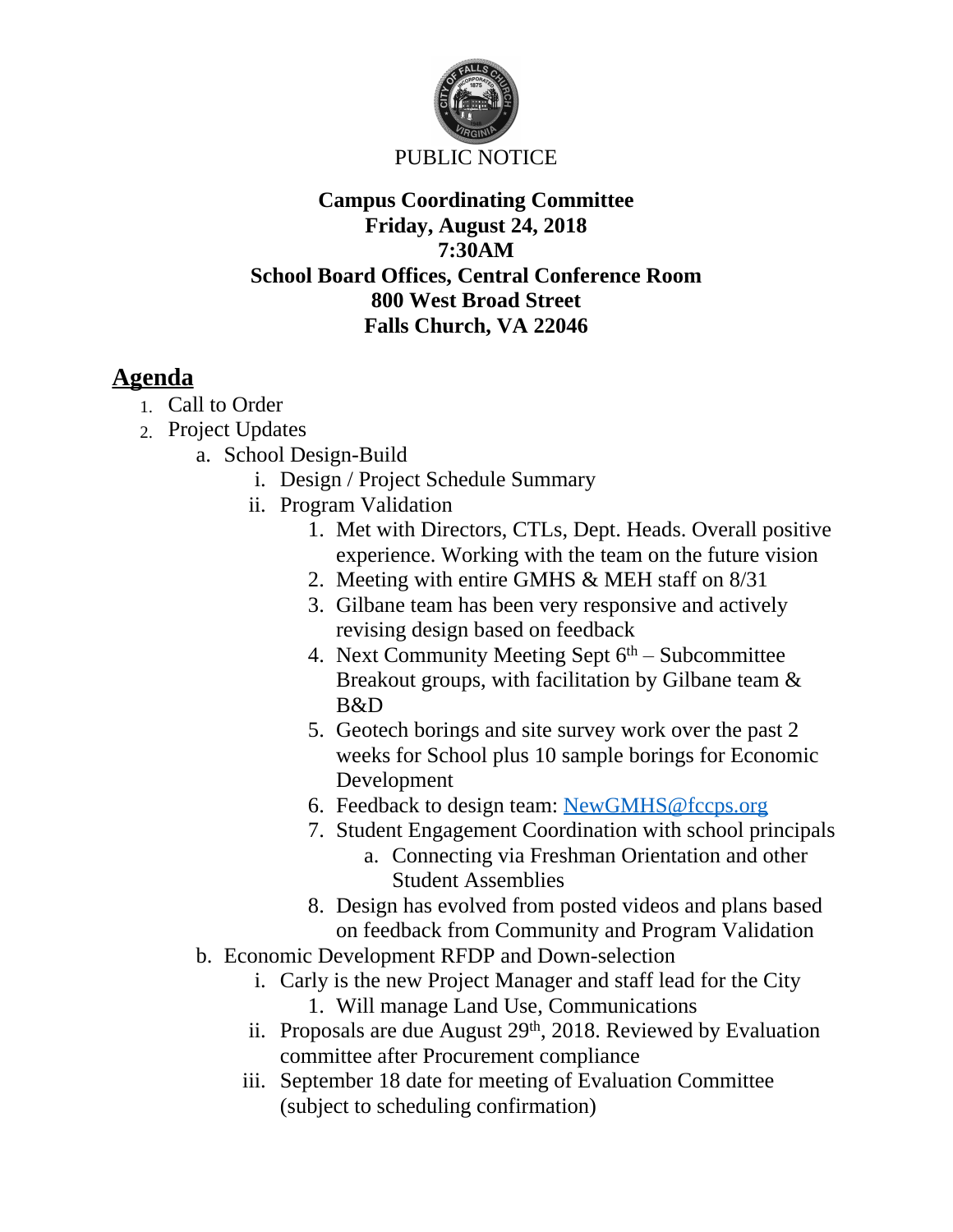PUBLIC NOTICE

**Campus Coordinating Committee**
**Friday, August 24, 2018**
**7:30AM**
**School Board Offices, Central Conference Room**
**800 West Broad Street**
**Falls Church, VA 22046**

## Agenda

1. Call to Order
2. Project Updates
   a. School Design-Build
      i. Design / Project Schedule Summary
      ii. Program Validation
         1. Met with Directors, CTLs, Dept. Heads. Overall positive experience. Working with the team on the future vision
         2. Meeting with entire GMHS & MEH staff on 8/31
         3. Gilbane team has been very responsive and actively revising design based on feedback
         4. Next Community Meeting Sept 6th – Subcommittee Breakout groups, with facilitation by Gilbane team & B&D
         5. Geotech borings and site survey work over the past 2 weeks for School plus 10 sample borings for Economic Development
         6. Feedback to design team: NewGMHS@fccps.org
         7. Student Engagement Coordination with school principals
            a. Connecting via Freshman Orientation and other Student Assemblies
         8. Design has evolved from posted videos and plans based on feedback from Community and Program Validation
   b. Economic Development RFDP and Down-selection
      i. Carly is the new Project Manager and staff lead for the City
         1. Will manage Land Use, Communications
      ii. Proposals are due August 29th, 2018. Reviewed by Evaluation committee after Procurement compliance
      iii. September 18 date for meeting of Evaluation Committee (subject to scheduling confirmation)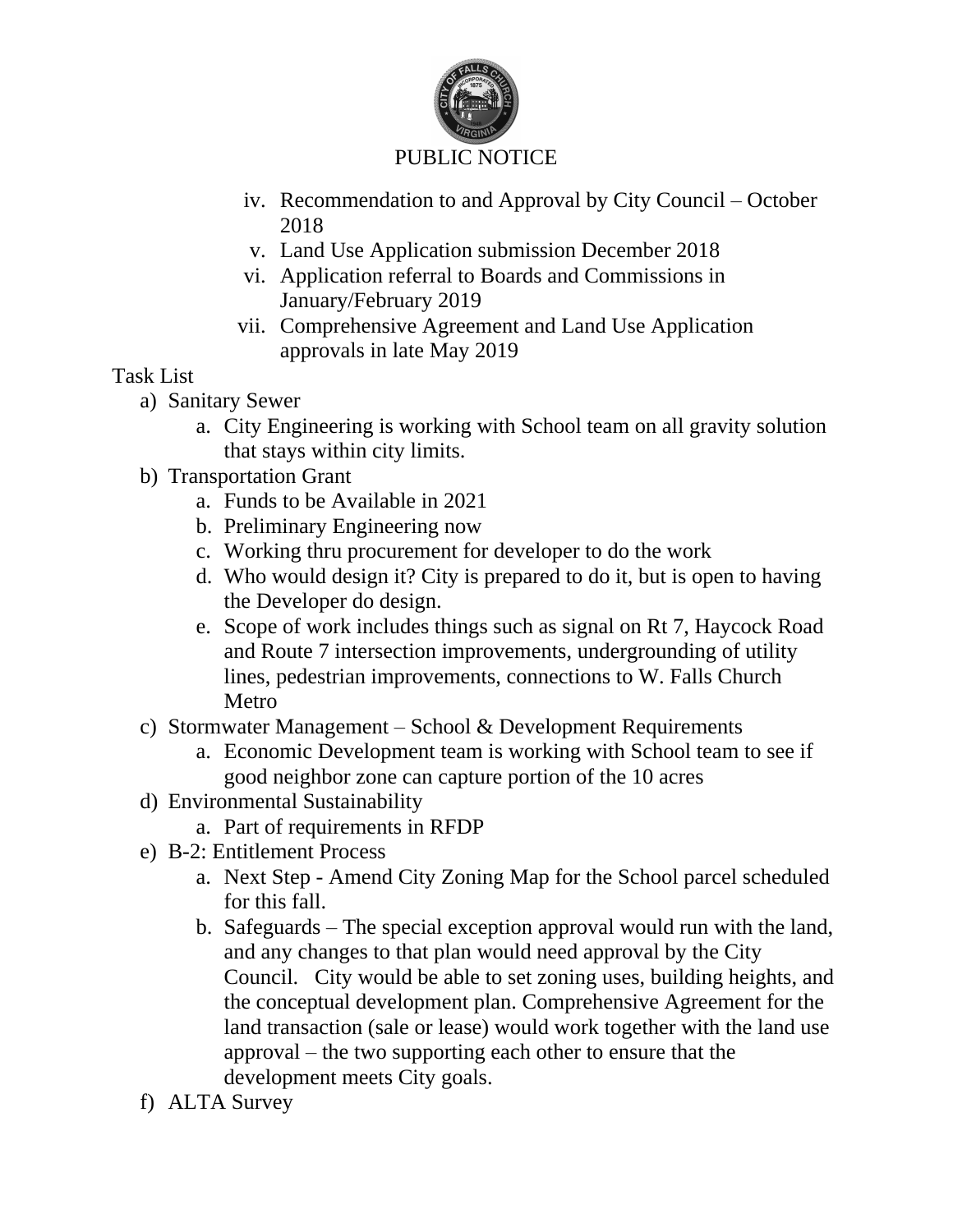PUBLIC NOTICE

iv. Recommendation to and Approval by City Council – October 2018
v. Land Use Application submission December 2018
vi. Application referral to Boards and Commissions in January/February 2019
vii. Comprehensive Agreement and Land Use Application approvals in late May 2019

Task List

a) Sanitary Sewer
   a. City Engineering is working with School team on all gravity solution that stays within city limits.
b) Transportation Grant
   a. Funds to be Available in 2021
   b. Preliminary Engineering now
   c. Working thru procurement for developer to do the work
   d. Who would design it? City is prepared to do it, but is open to having the Developer do design.
   e. Scope of work includes things such as signal on Rt 7, Haycock Road and Route 7 intersection improvements, undergrounding of utility lines, pedestrian improvements, connections to W. Falls Church Metro
c) Stormwater Management – School & Development Requirements
   a. Economic Development team is working with School team to see if good neighbor zone can capture portion of the 10 acres
d) Environmental Sustainability
   a. Part of requirements in RFDP
e) B-2: Entitlement Process
   a. Next Step - Amend City Zoning Map for the School parcel scheduled for this fall.
   b. Safeguards – The special exception approval would run with the land, and any changes to that plan would need approval by the City Council. City would be able to set zoning uses, building heights, and the conceptual development plan. Comprehensive Agreement for the land transaction (sale or lease) would work together with the land use approval – the two supporting each other to ensure that the development meets City goals.
f) ALTA Survey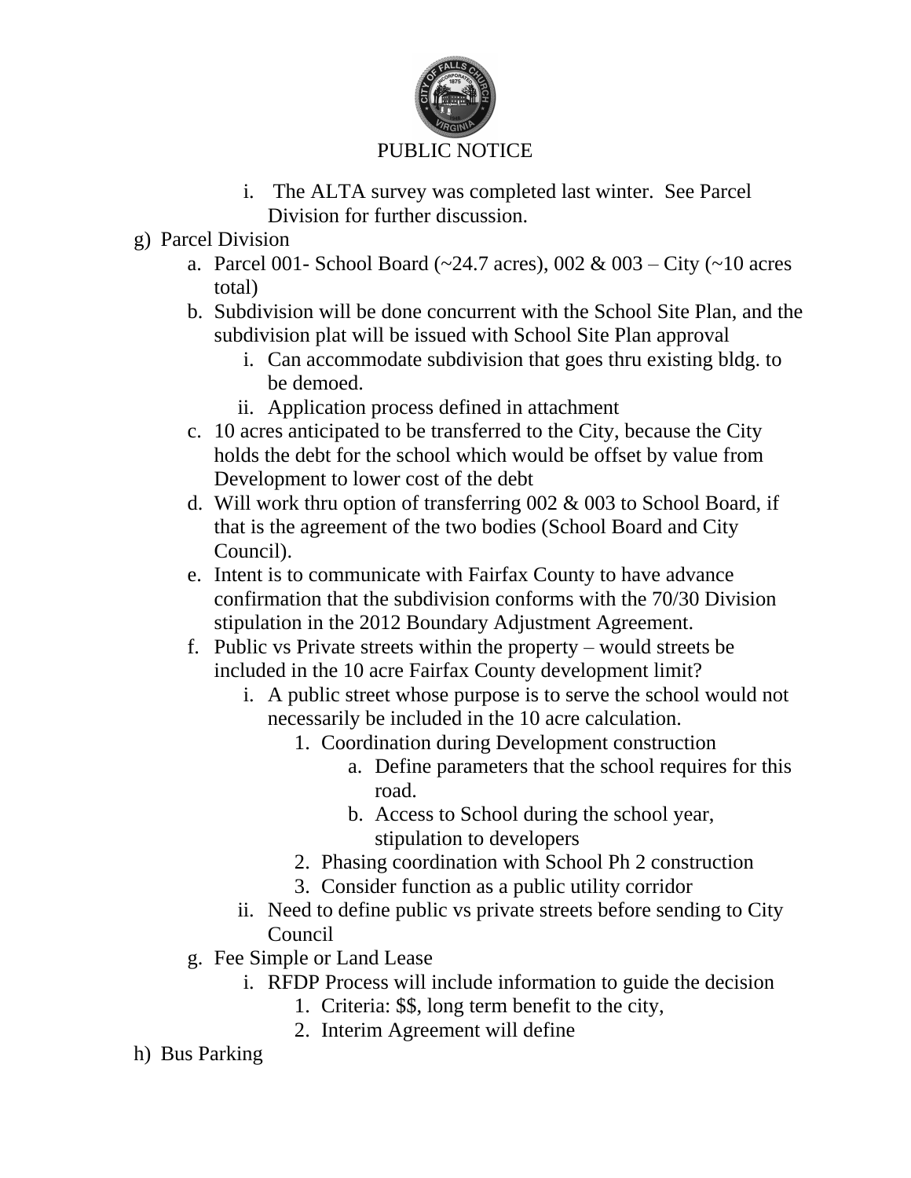PUBLIC NOTICE

        i. The ALTA survey was completed last winter. See Parcel Division for further discussion.

g) Parcel Division
   a. Parcel 001- School Board (~24.7 acres), 002 & 003 – City (~10 acres total)
   b. Subdivision will be done concurrent with the School Site Plan, and the subdivision plat will be issued with School Site Plan approval
      i. Can accommodate subdivision that goes thru existing bldg. to be demoed.
      ii. Application process defined in attachment
   c. 10 acres anticipated to be transferred to the City, because the City holds the debt for the school which would be offset by value from Development to lower cost of the debt
   d. Will work thru option of transferring 002 & 003 to School Board, if that is the agreement of the two bodies (School Board and City Council).
   e. Intent is to communicate with Fairfax County to have advance confirmation that the subdivision conforms with the 70/30 Division stipulation in the 2012 Boundary Adjustment Agreement.
   f. Public vs Private streets within the property – would streets be included in the 10 acre Fairfax County development limit?
      i. A public street whose purpose is to serve the school would not necessarily be included in the 10 acre calculation.
         1. Coordination during Development construction
            a. Define parameters that the school requires for this road.
            b. Access to School during the school year, stipulation to developers
         2. Phasing coordination with School Ph 2 construction
         3. Consider function as a public utility corridor
      ii. Need to define public vs private streets before sending to City Council
   g. Fee Simple or Land Lease
      i. RFDP Process will include information to guide the decision
         1. Criteria: $$, long term benefit to the city,
         2. Interim Agreement will define

h) Bus Parking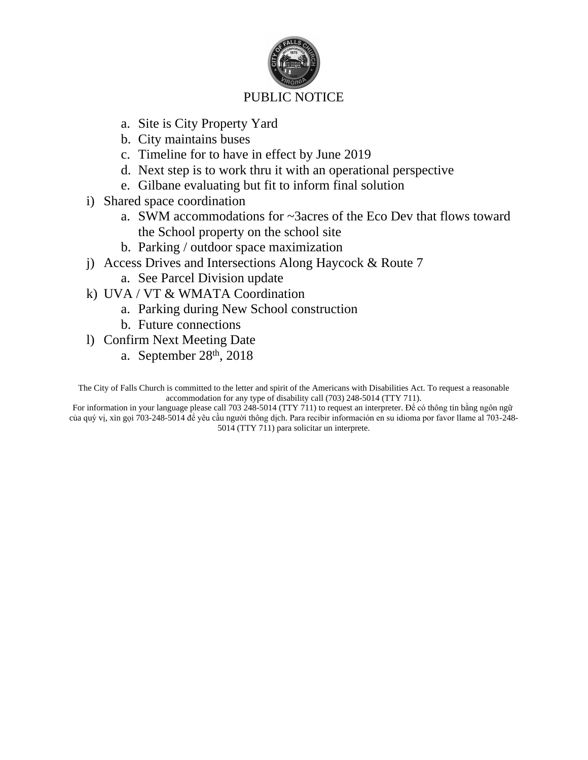PUBLIC NOTICE

   a. Site is City Property Yard
   b. City maintains buses
   c. Timeline for to have in effect by June 2019
   d. Next step is to work thru it with an operational perspective
   e. Gilbane evaluating but fit to inform final solution

i) Shared space coordination
   a. SWM accommodations for ~3acres of the Eco Dev that flows toward the School property on the school site
   b. Parking / outdoor space maximization

j) Access Drives and Intersections Along Haycock & Route 7
   a. See Parcel Division update

k) UVA / VT & WMATA Coordination
   a. Parking during New School construction
   b. Future connections

l) Confirm Next Meeting Date
   a. September 28th, 2018

The City of Falls Church is committed to the letter and spirit of the Americans with Disabilities Act. To request a reasonable accommodation for any type of disability call (703) 248-5014 (TTY 711).
For information in your language please call 703 248-5014 (TTY 711) to request an interpreter. Để có thông tin bằng ngôn ngữ của quý vị, xin gọi 703-248-5014 để yêu cầu người thông dịch. Para recibir información en su idioma por favor llame al 703-248-5014 (TTY 711) para solicitar un interprete.